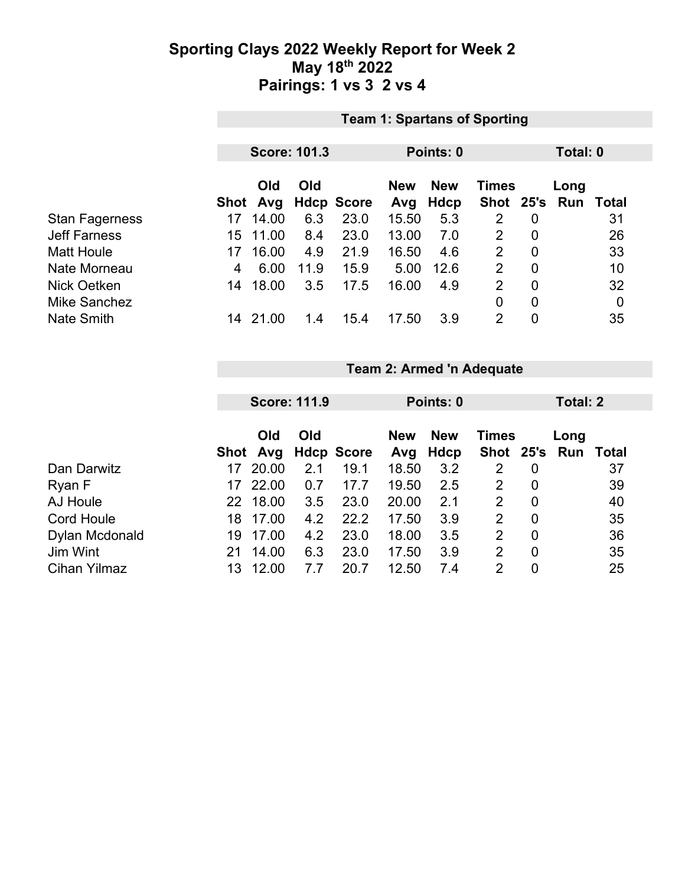# Sporting Clays 2022 Weekly Report for Week 2
## May 18th 2022
## Pairings: 1 vs 3 2 vs 4

### Team 1: Spartans of Sporting

**Score: 101.3** **Points: 0** **Total: 0**

| | Shot | Old Avg | Old Hdcp | Score | New Avg | New Hdcp | Times Shot | 25's | Long Run | Total |
|---|---|---|---|---|---|---|---|---|---|---|
| Stan Fagerness | 17 | 14.00 | 6.3 | 23.0 | 15.50 | 5.3 | 2 | 0 | | 31 |
| Jeff Farness | 15 | 11.00 | 8.4 | 23.0 | 13.00 | 7.0 | 2 | 0 | | 26 |
| Matt Houle | 17 | 16.00 | 4.9 | 21.9 | 16.50 | 4.6 | 2 | 0 | | 33 |
| Nate Morneau | 4 | 6.00 | 11.9 | 15.9 | 5.00 | 12.6 | 2 | 0 | | 10 |
| Nick Oetken | 14 | 18.00 | 3.5 | 17.5 | 16.00 | 4.9 | 2 | 0 | | 32 |
| Mike Sanchez | | | | | | | 0 | 0 | | 0 |
| Nate Smith | 14 | 21.00 | 1.4 | 15.4 | 17.50 | 3.9 | 2 | 0 | | 35 |

### Team 2: Armed 'n Adequate

**Score: 111.9** **Points: 0** **Total: 2**

| | Shot | Old Avg | Old Hdcp | Score | New Avg | New Hdcp | Times Shot | 25's | Long Run | Total |
|---|---|---|---|---|---|---|---|---|---|---|
| Dan Darwitz | 17 | 20.00 | 2.1 | 19.1 | 18.50 | 3.2 | 2 | 0 | | 37 |
| Ryan F | 17 | 22.00 | 0.7 | 17.7 | 19.50 | 2.5 | 2 | 0 | | 39 |
| AJ Houle | 22 | 18.00 | 3.5 | 23.0 | 20.00 | 2.1 | 2 | 0 | | 40 |
| Cord Houle | 18 | 17.00 | 4.2 | 22.2 | 17.50 | 3.9 | 2 | 0 | | 35 |
| Dylan Mcdonald | 19 | 17.00 | 4.2 | 23.0 | 18.00 | 3.5 | 2 | 0 | | 36 |
| Jim Wint | 21 | 14.00 | 6.3 | 23.0 | 17.50 | 3.9 | 2 | 0 | | 35 |
| Cihan Yilmaz | 13 | 12.00 | 7.7 | 20.7 | 12.50 | 7.4 | 2 | 0 | | 25 |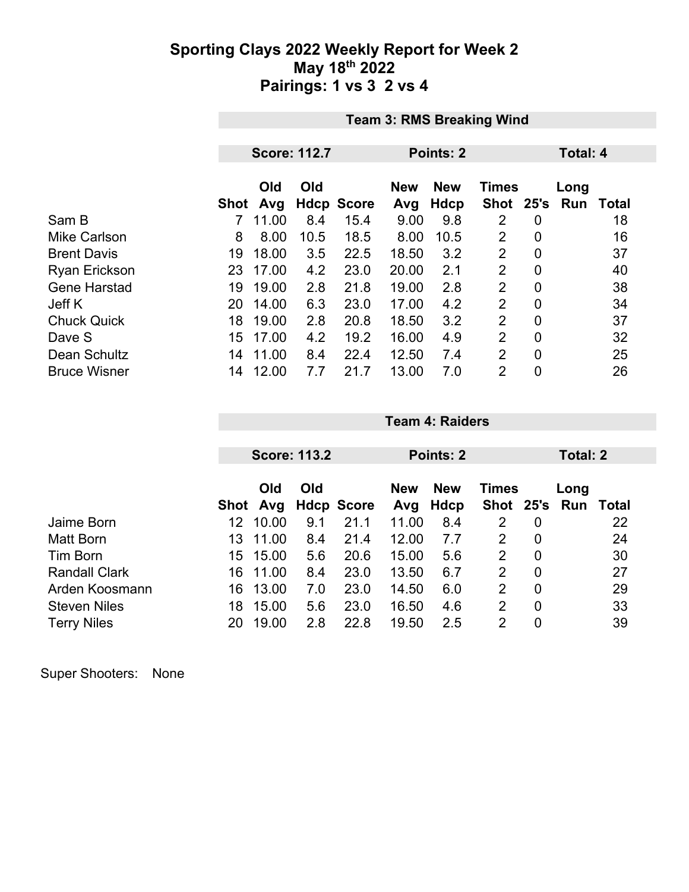# Sporting Clays 2022 Weekly Report for Week 2

## May 18th 2022

## Pairings: 1 vs 3  2 vs 4

### Team 3: RMS Breaking Wind

**Score: 112.7** | **Points: 2** | **Total: 4**

| | Shot | Old Avg | Old Hdcp | Score | New Avg | New Hdcp | Times Shot | 25's | Long Run | Total |
|---|---|---|---|---|---|---|---|---|---|---|
| Sam B | 7 | 11.00 | 8.4 | 15.4 | 9.00 | 9.8 | 2 | 0 | | 18 |
| Mike Carlson | 8 | 8.00 | 10.5 | 18.5 | 8.00 | 10.5 | 2 | 0 | | 16 |
| Brent Davis | 19 | 18.00 | 3.5 | 22.5 | 18.50 | 3.2 | 2 | 0 | | 37 |
| Ryan Erickson | 23 | 17.00 | 4.2 | 23.0 | 20.00 | 2.1 | 2 | 0 | | 40 |
| Gene Harstad | 19 | 19.00 | 2.8 | 21.8 | 19.00 | 2.8 | 2 | 0 | | 38 |
| Jeff K | 20 | 14.00 | 6.3 | 23.0 | 17.00 | 4.2 | 2 | 0 | | 34 |
| Chuck Quick | 18 | 19.00 | 2.8 | 20.8 | 18.50 | 3.2 | 2 | 0 | | 37 |
| Dave S | 15 | 17.00 | 4.2 | 19.2 | 16.00 | 4.9 | 2 | 0 | | 32 |
| Dean Schultz | 14 | 11.00 | 8.4 | 22.4 | 12.50 | 7.4 | 2 | 0 | | 25 |
| Bruce Wisner | 14 | 12.00 | 7.7 | 21.7 | 13.00 | 7.0 | 2 | 0 | | 26 |

### Team 4: Raiders

**Score: 113.2** | **Points: 2** | **Total: 2**

| | Shot | Old Avg | Old Hdcp | Score | New Avg | New Hdcp | Times Shot | 25's | Long Run | Total |
|---|---|---|---|---|---|---|---|---|---|---|
| Jaime Born | 12 | 10.00 | 9.1 | 21.1 | 11.00 | 8.4 | 2 | 0 | | 22 |
| Matt Born | 13 | 11.00 | 8.4 | 21.4 | 12.00 | 7.7 | 2 | 0 | | 24 |
| Tim Born | 15 | 15.00 | 5.6 | 20.6 | 15.00 | 5.6 | 2 | 0 | | 30 |
| Randall Clark | 16 | 11.00 | 8.4 | 23.0 | 13.50 | 6.7 | 2 | 0 | | 27 |
| Arden Koosmann | 16 | 13.00 | 7.0 | 23.0 | 14.50 | 6.0 | 2 | 0 | | 29 |
| Steven Niles | 18 | 15.00 | 5.6 | 23.0 | 16.50 | 4.6 | 2 | 0 | | 33 |
| Terry Niles | 20 | 19.00 | 2.8 | 22.8 | 19.50 | 2.5 | 2 | 0 | | 39 |

Super Shooters: None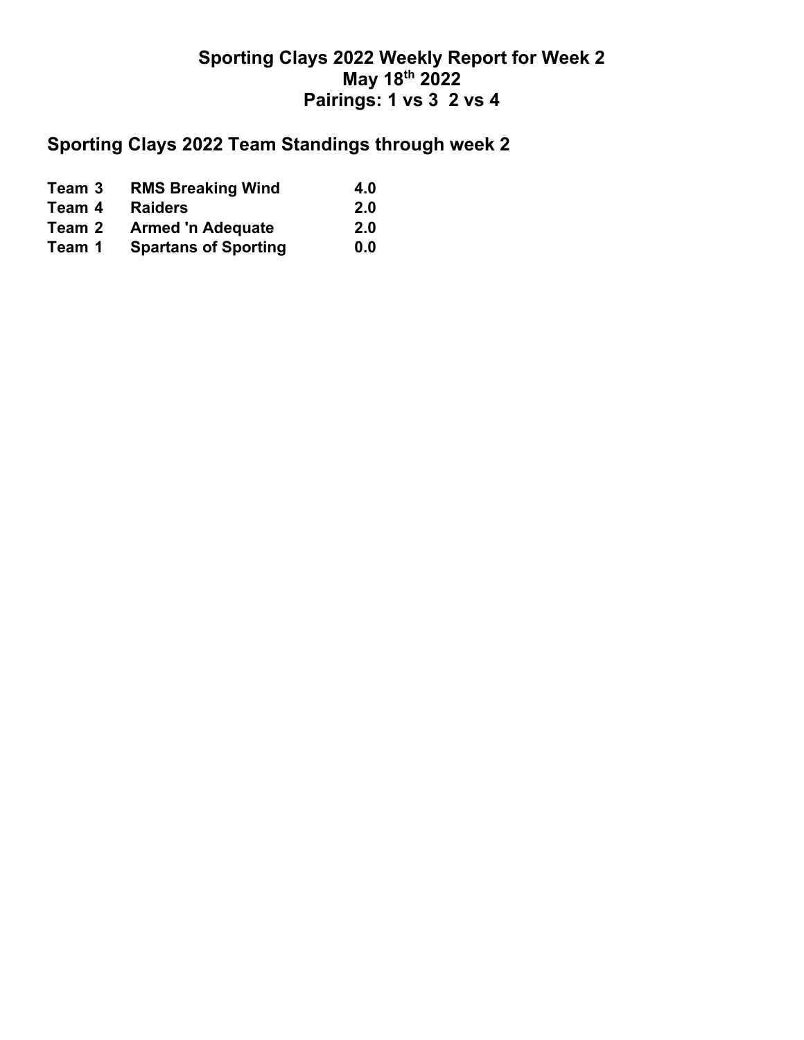# Sporting Clays 2022 Weekly Report for Week 2
# May 18th 2022
# Pairings: 1 vs 3  2 vs 4

## Sporting Clays 2022 Team Standings through week 2

| | | |
|---|---|---|
| **Team 3** | **RMS Breaking Wind** | **4.0** |
| **Team 4** | **Raiders** | **2.0** |
| **Team 2** | **Armed 'n Adequate** | **2.0** |
| **Team 1** | **Spartans of Sporting** | **0.0** |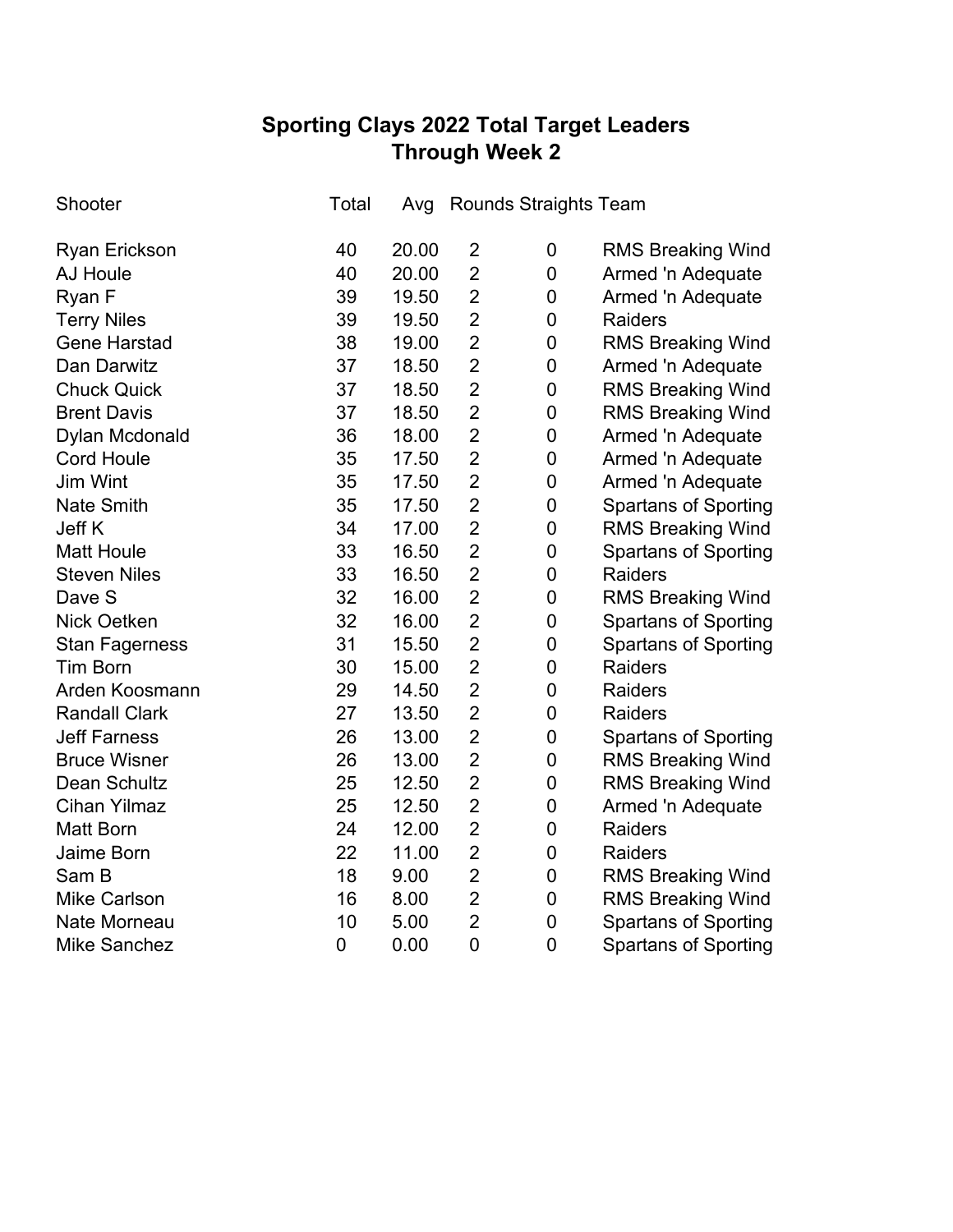# Sporting Clays 2022 Total Target Leaders
## Through Week 2

| Shooter | Total | Avg | Rounds | Straights | Team |
|---|---|---|---|---|---|
| Ryan Erickson | 40 | 20.00 | 2 | 0 | RMS Breaking Wind |
| AJ Houle | 40 | 20.00 | 2 | 0 | Armed 'n Adequate |
| Ryan F | 39 | 19.50 | 2 | 0 | Armed 'n Adequate |
| Terry Niles | 39 | 19.50 | 2 | 0 | Raiders |
| Gene Harstad | 38 | 19.00 | 2 | 0 | RMS Breaking Wind |
| Dan Darwitz | 37 | 18.50 | 2 | 0 | Armed 'n Adequate |
| Chuck Quick | 37 | 18.50 | 2 | 0 | RMS Breaking Wind |
| Brent Davis | 37 | 18.50 | 2 | 0 | RMS Breaking Wind |
| Dylan Mcdonald | 36 | 18.00 | 2 | 0 | Armed 'n Adequate |
| Cord Houle | 35 | 17.50 | 2 | 0 | Armed 'n Adequate |
| Jim Wint | 35 | 17.50 | 2 | 0 | Armed 'n Adequate |
| Nate Smith | 35 | 17.50 | 2 | 0 | Spartans of Sporting |
| Jeff K | 34 | 17.00 | 2 | 0 | RMS Breaking Wind |
| Matt Houle | 33 | 16.50 | 2 | 0 | Spartans of Sporting |
| Steven Niles | 33 | 16.50 | 2 | 0 | Raiders |
| Dave S | 32 | 16.00 | 2 | 0 | RMS Breaking Wind |
| Nick Oetken | 32 | 16.00 | 2 | 0 | Spartans of Sporting |
| Stan Fagerness | 31 | 15.50 | 2 | 0 | Spartans of Sporting |
| Tim Born | 30 | 15.00 | 2 | 0 | Raiders |
| Arden Koosmann | 29 | 14.50 | 2 | 0 | Raiders |
| Randall Clark | 27 | 13.50 | 2 | 0 | Raiders |
| Jeff Farness | 26 | 13.00 | 2 | 0 | Spartans of Sporting |
| Bruce Wisner | 26 | 13.00 | 2 | 0 | RMS Breaking Wind |
| Dean Schultz | 25 | 12.50 | 2 | 0 | RMS Breaking Wind |
| Cihan Yilmaz | 25 | 12.50 | 2 | 0 | Armed 'n Adequate |
| Matt Born | 24 | 12.00 | 2 | 0 | Raiders |
| Jaime Born | 22 | 11.00 | 2 | 0 | Raiders |
| Sam B | 18 | 9.00 | 2 | 0 | RMS Breaking Wind |
| Mike Carlson | 16 | 8.00 | 2 | 0 | RMS Breaking Wind |
| Nate Morneau | 10 | 5.00 | 2 | 0 | Spartans of Sporting |
| Mike Sanchez | 0 | 0.00 | 0 | 0 | Spartans of Sporting |